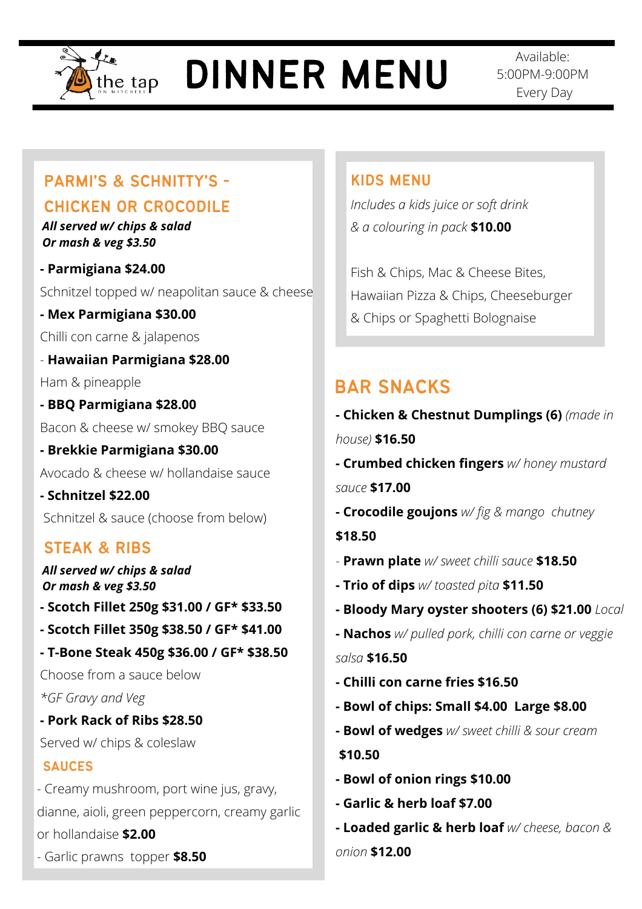# the tap on Mitchell

# DINNER MENU

Available:
5:00PM-9:00PM
Every Day

## PARMI'S & SCHNITTY'S - CHICKEN OR CROCODILE

***All served w/ chips & salad***
***Or mash & veg $3.50***

- **Parmigiana $24.00**
  Schnitzel topped w/ neapolitan sauce & cheese
- **Mex Parmigiana $30.00**
  Chilli con carne & jalapenos
- **Hawaiian Parmigiana $28.00**
  Ham & pineapple
- **BBQ Parmigiana $28.00**
  Bacon & cheese w/ smokey BBQ sauce
- **Brekkie Parmigiana $30.00**
  Avocado & cheese w/ hollandaise sauce
- **Schnitzel $22.00**
  Schnitzel & sauce (choose from below)

## STEAK & RIBS

***All served w/ chips & salad***
***Or mash & veg $3.50***

- **Scotch Fillet 250g $31.00 / GF* $33.50**
- **Scotch Fillet 350g $38.50 / GF* $41.00**
- **T-Bone Steak 450g $36.00 / GF* $38.50**

Choose from a sauce below

*\*GF Gravy and Veg*

- **Pork Rack of Ribs $28.50**
  Served w/ chips & coleslaw

### SAUCES

- Creamy mushroom, port wine jus, gravy, dianne, aioli, green peppercorn, creamy garlic or hollandaise **$2.00**
- Garlic prawns topper **$8.50**

## KIDS MENU

*Includes a kids juice or soft drink & a colouring in pack* **$10.00**

Fish & Chips, Mac & Cheese Bites, Hawaiian Pizza & Chips, Cheeseburger & Chips or Spaghetti Bolognaise

## BAR SNACKS

- **Chicken & Chestnut Dumplings (6)** *(made in house)* **$16.50**
- **Crumbed chicken fingers** *w/ honey mustard sauce* **$17.00**
- **Crocodile goujons** *w/ fig & mango chutney* **$18.50**
- **Prawn plate** *w/ sweet chilli sauce* **$18.50**
- **Trio of dips** *w/ toasted pita* **$11.50**
- **Bloody Mary oyster shooters (6) $21.00** *Local*
- **Nachos** *w/ pulled pork, chilli con carne or veggie salsa* **$16.50**
- **Chilli con carne fries $16.50**
- **Bowl of chips: Small $4.00 Large $8.00**
- **Bowl of wedges** *w/ sweet chilli & sour cream* **$10.50**
- **Bowl of onion rings $10.00**
- **Garlic & herb loaf $7.00**
- **Loaded garlic & herb loaf** *w/ cheese, bacon & onion* **$12.00**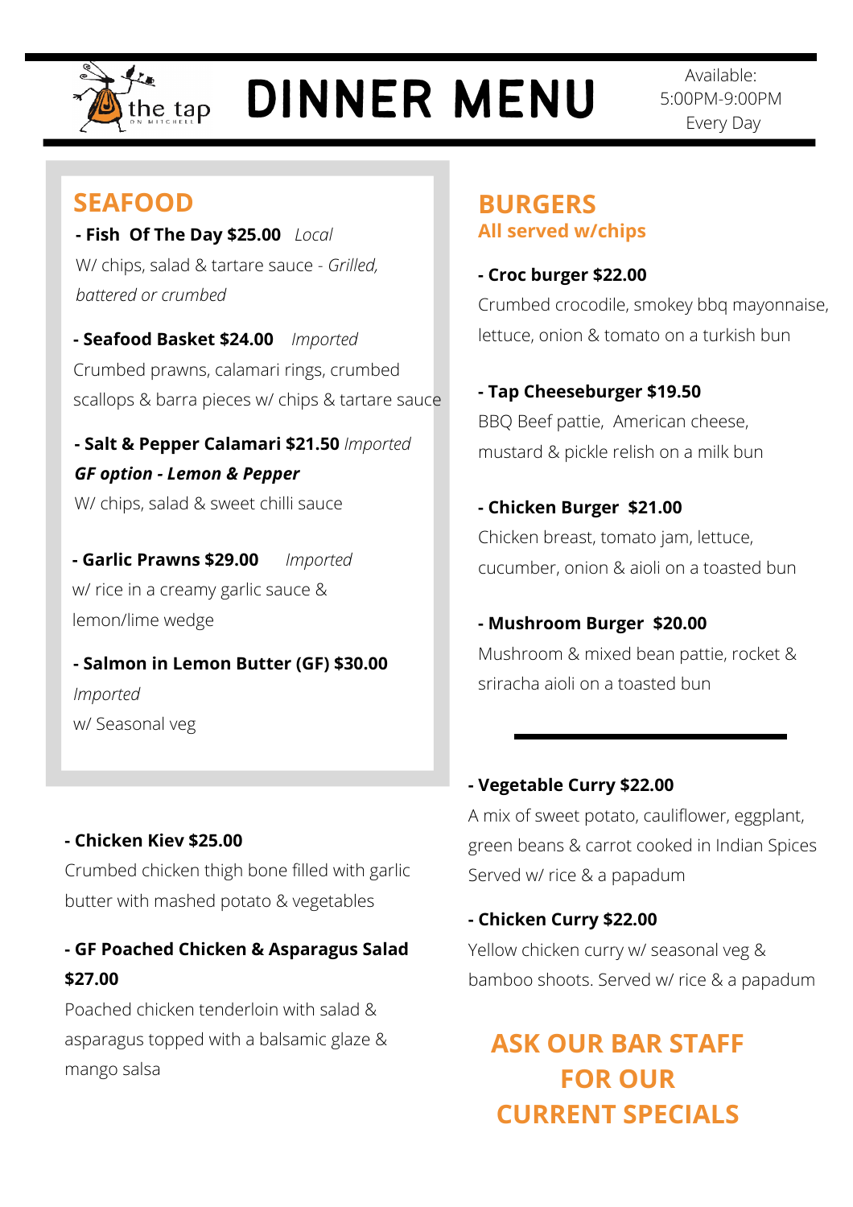the tap ON MITCHELL

# DINNER MENU

Available:
5:00PM-9:00PM
Every Day

## SEAFOOD

**- Fish Of The Day $25.00** *Local*
W/ chips, salad & tartare sauce - *Grilled, battered or crumbed*

**- Seafood Basket $24.00** *Imported*
Crumbed prawns, calamari rings, crumbed scallops & barra pieces w/ chips & tartare sauce

**- Salt & Pepper Calamari $21.50** *Imported*
***GF option - Lemon & Pepper***
W/ chips, salad & sweet chilli sauce

**- Garlic Prawns $29.00** *Imported*
w/ rice in a creamy garlic sauce & lemon/lime wedge

**- Salmon in Lemon Butter (GF) $30.00**
*Imported*
w/ Seasonal veg

**- Chicken Kiev $25.00**
Crumbed chicken thigh bone filled with garlic butter with mashed potato & vegetables

**- GF Poached Chicken & Asparagus Salad $27.00**
Poached chicken tenderloin with salad & asparagus topped with a balsamic glaze & mango salsa

## BURGERS
### All served w/chips

**- Croc burger $22.00**
Crumbed crocodile, smokey bbq mayonnaise, lettuce, onion & tomato on a turkish bun

**- Tap Cheeseburger $19.50**
BBQ Beef pattie, American cheese, mustard & pickle relish on a milk bun

**- Chicken Burger $21.00**
Chicken breast, tomato jam, lettuce, cucumber, onion & aioli on a toasted bun

**- Mushroom Burger $20.00**
Mushroom & mixed bean pattie, rocket & sriracha aioli on a toasted bun

---

**- Vegetable Curry $22.00**
A mix of sweet potato, cauliflower, eggplant, green beans & carrot cooked in Indian Spices
Served w/ rice & a papadum

**- Chicken Curry $22.00**
Yellow chicken curry w/ seasonal veg & bamboo shoots. Served w/ rice & a papadum

**ASK OUR BAR STAFF FOR OUR CURRENT SPECIALS**